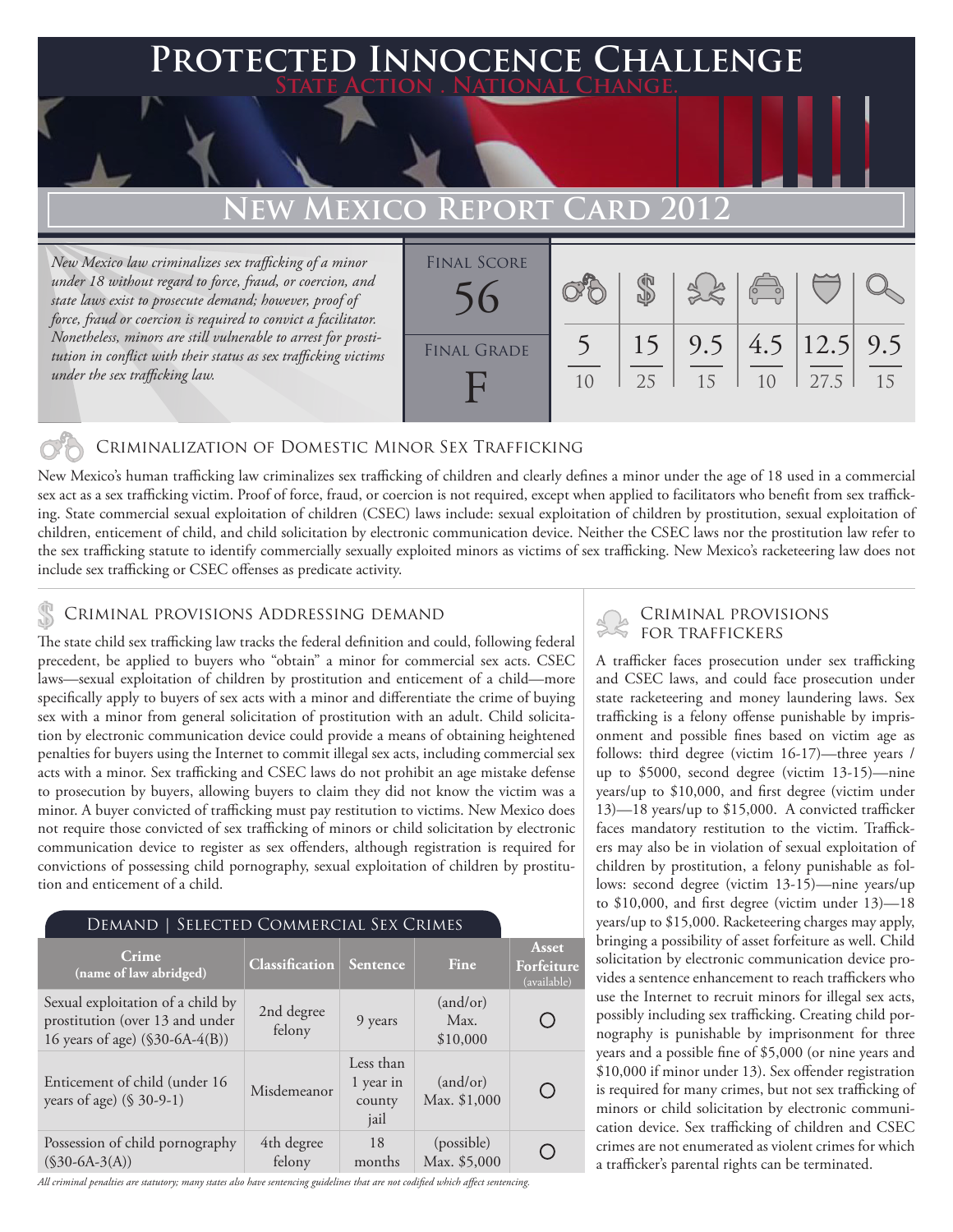# Protected Innocence Challenge

**State Action . National Change.**

## New Mexico Report Card 2012

*New Mexico law criminalizes sex trafficking of a minor under 18 without regard to force, fraud, or coercion, and state laws exist to prosecute demand; however, proof of force, fraud or coercion is required to convict a facilitator. Nonetheless, minors are still vulnerable to arrest for prostitution in conflict with their status as sex trafficking victims under the sex trafficking law.*

| Final Score | Final Grade | | | | | | |
|---|---|---|---|---|---|---|---|
| 56 | F | 5/10 | 15/25 | 9.5/15 | 4.5/10 | 12.5/27.5 | 9.5/15 |

### Criminalization of Domestic Minor Sex Trafficking

New Mexico's human trafficking law criminalizes sex trafficking of children and clearly defines a minor under the age of 18 used in a commercial sex act as a sex trafficking victim. Proof of force, fraud, or coercion is not required, except when applied to facilitators who benefit from sex trafficking. State commercial sexual exploitation of children (CSEC) laws include: sexual exploitation of children by prostitution, sexual exploitation of children, enticement of child, and child solicitation by electronic communication device. Neither the CSEC laws nor the prostitution law refer to the sex trafficking statute to identify commercially sexually exploited minors as victims of sex trafficking. New Mexico's racketeering law does not include sex trafficking or CSEC offenses as predicate activity.

### Criminal provisions Addressing demand

The state child sex trafficking law tracks the federal definition and could, following federal precedent, be applied to buyers who "obtain" a minor for commercial sex acts. CSEC laws—sexual exploitation of children by prostitution and enticement of a child—more specifically apply to buyers of sex acts with a minor and differentiate the crime of buying sex with a minor from general solicitation of prostitution with an adult. Child solicitation by electronic communication device could provide a means of obtaining heightened penalties for buyers using the Internet to commit illegal sex acts, including commercial sex acts with a minor. Sex trafficking and CSEC laws do not prohibit an age mistake defense to prosecution by buyers, allowing buyers to claim they did not know the victim was a minor. A buyer convicted of trafficking must pay restitution to victims. New Mexico does not require those convicted of sex trafficking of minors or child solicitation by electronic communication device to register as sex offenders, although registration is required for convictions of possessing child pornography, sexual exploitation of children by prostitution and enticement of a child.

#### Demand | Selected Commercial Sex Crimes

| Crime (name of law abridged) | Classification | Sentence | Fine | Asset Forfeiture (available) |
|---|---|---|---|---|
| Sexual exploitation of a child by prostitution (over 13 and under 16 years of age) (§30-6A-4(B)) | 2nd degree felony | 9 years | (and/or) Max. $10,000 | ○ |
| Enticement of child (under 16 years of age) (§ 30-9-1) | Misdemeanor | Less than 1 year in county jail | (and/or) Max. $1,000 | ○ |
| Possession of child pornography (§30-6A-3(A)) | 4th degree felony | 18 months | (possible) Max. $5,000 | ○ |

*All criminal penalties are statutory; many states also have sentencing guidelines that are not codified which affect sentencing.*

### Criminal provisions for traffickers

A trafficker faces prosecution under sex trafficking and CSEC laws, and could face prosecution under state racketeering and money laundering laws. Sex trafficking is a felony offense punishable by imprisonment and possible fines based on victim age as follows: third degree (victim 16-17)—three years / up to $5000, second degree (victim 13-15)—nine years/up to $10,000, and first degree (victim under 13)—18 years/up to $15,000. A convicted trafficker faces mandatory restitution to the victim. Traffickers may also be in violation of sexual exploitation of children by prostitution, a felony punishable as follows: second degree (victim 13-15)—nine years/up to $10,000, and first degree (victim under 13)—18 years/up to $15,000. Racketeering charges may apply, bringing a possibility of asset forfeiture as well. Child solicitation by electronic communication device provides a sentence enhancement to reach traffickers who use the Internet to recruit minors for illegal sex acts, possibly including sex trafficking. Creating child pornography is punishable by imprisonment for three years and a possible fine of $5,000 (or nine years and $10,000 if minor under 13). Sex offender registration is required for many crimes, but not sex trafficking of minors or child solicitation by electronic communication device. Sex trafficking of children and CSEC crimes are not enumerated as violent crimes for which a trafficker's parental rights can be terminated.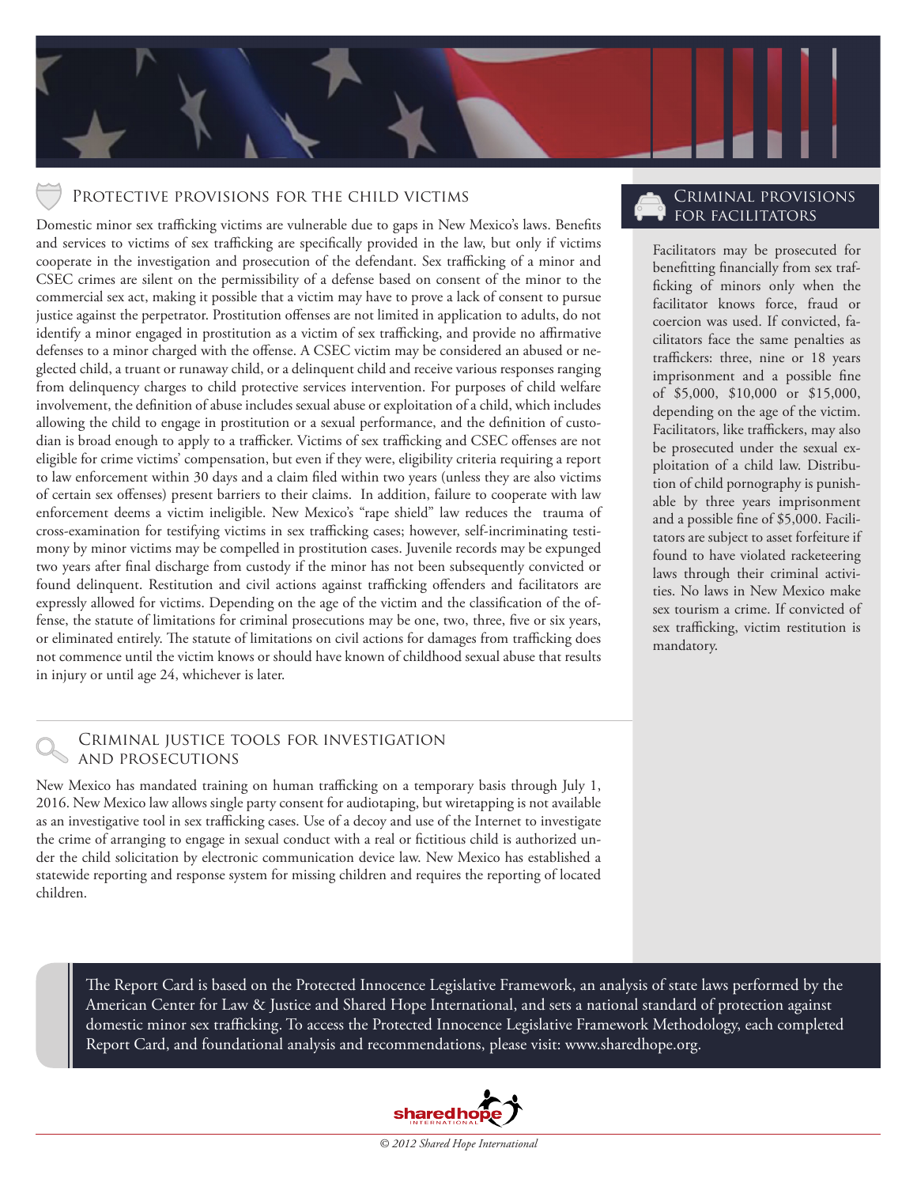## Protective provisions for the child victims

Domestic minor sex trafficking victims are vulnerable due to gaps in New Mexico's laws. Benefits and services to victims of sex trafficking are specifically provided in the law, but only if victims cooperate in the investigation and prosecution of the defendant. Sex trafficking of a minor and CSEC crimes are silent on the permissibility of a defense based on consent of the minor to the commercial sex act, making it possible that a victim may have to prove a lack of consent to pursue justice against the perpetrator. Prostitution offenses are not limited in application to adults, do not identify a minor engaged in prostitution as a victim of sex trafficking, and provide no affirmative defenses to a minor charged with the offense. A CSEC victim may be considered an abused or neglected child, a truant or runaway child, or a delinquent child and receive various responses ranging from delinquency charges to child protective services intervention. For purposes of child welfare involvement, the definition of abuse includes sexual abuse or exploitation of a child, which includes allowing the child to engage in prostitution or a sexual performance, and the definition of custodian is broad enough to apply to a trafficker. Victims of sex trafficking and CSEC offenses are not eligible for crime victims' compensation, but even if they were, eligibility criteria requiring a report to law enforcement within 30 days and a claim filed within two years (unless they are also victims of certain sex offenses) present barriers to their claims. In addition, failure to cooperate with law enforcement deems a victim ineligible. New Mexico's "rape shield" law reduces the trauma of cross-examination for testifying victims in sex trafficking cases; however, self-incriminating testimony by minor victims may be compelled in prostitution cases. Juvenile records may be expunged two years after final discharge from custody if the minor has not been subsequently convicted or found delinquent. Restitution and civil actions against trafficking offenders and facilitators are expressly allowed for victims. Depending on the age of the victim and the classification of the offense, the statute of limitations for criminal prosecutions may be one, two, three, five or six years, or eliminated entirely. The statute of limitations on civil actions for damages from trafficking does not commence until the victim knows or should have known of childhood sexual abuse that results in injury or until age 24, whichever is later.

## Criminal justice tools for investigation and prosecutions

New Mexico has mandated training on human trafficking on a temporary basis through July 1, 2016. New Mexico law allows single party consent for audiotaping, but wiretapping is not available as an investigative tool in sex trafficking cases. Use of a decoy and use of the Internet to investigate the crime of arranging to engage in sexual conduct with a real or fictitious child is authorized under the child solicitation by electronic communication device law. New Mexico has established a statewide reporting and response system for missing children and requires the reporting of located children.

## Criminal provisions for facilitators

Facilitators may be prosecuted for benefitting financially from sex trafficking of minors only when the facilitator knows force, fraud or coercion was used. If convicted, facilitators face the same penalties as traffickers: three, nine or 18 years imprisonment and a possible fine of $5,000, $10,000 or $15,000, depending on the age of the victim. Facilitators, like traffickers, may also be prosecuted under the sexual exploitation of a child law. Distribution of child pornography is punishable by three years imprisonment and a possible fine of $5,000. Facilitators are subject to asset forfeiture if found to have violated racketeering laws through their criminal activities. No laws in New Mexico make sex tourism a crime. If convicted of sex trafficking, victim restitution is mandatory.

The Report Card is based on the Protected Innocence Legislative Framework, an analysis of state laws performed by the American Center for Law & Justice and Shared Hope International, and sets a national standard of protection against domestic minor sex trafficking. To access the Protected Innocence Legislative Framework Methodology, each completed Report Card, and foundational analysis and recommendations, please visit: www.sharedhope.org.

sharedhope INTERNATIONAL

*© 2012 Shared Hope International*